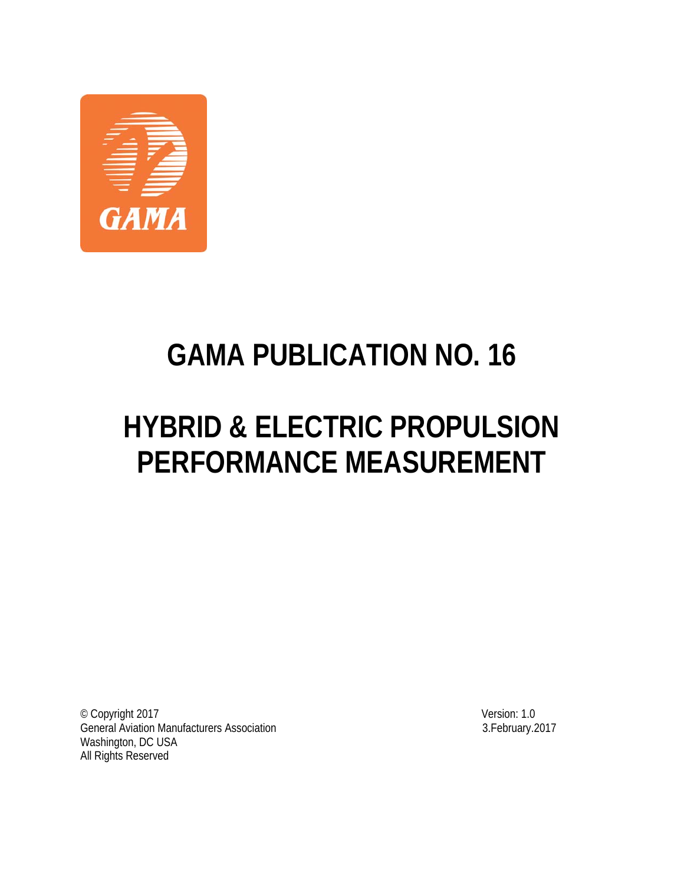GAMA

# GAMA PUBLICATION NO. 16

# HYBRID & ELECTRIC PROPULSION PERFORMANCE MEASUREMENT

© Copyright 2017
General Aviation Manufacturers Association
Washington, DC USA
All Rights Reserved

Version: 1.0
3.February.2017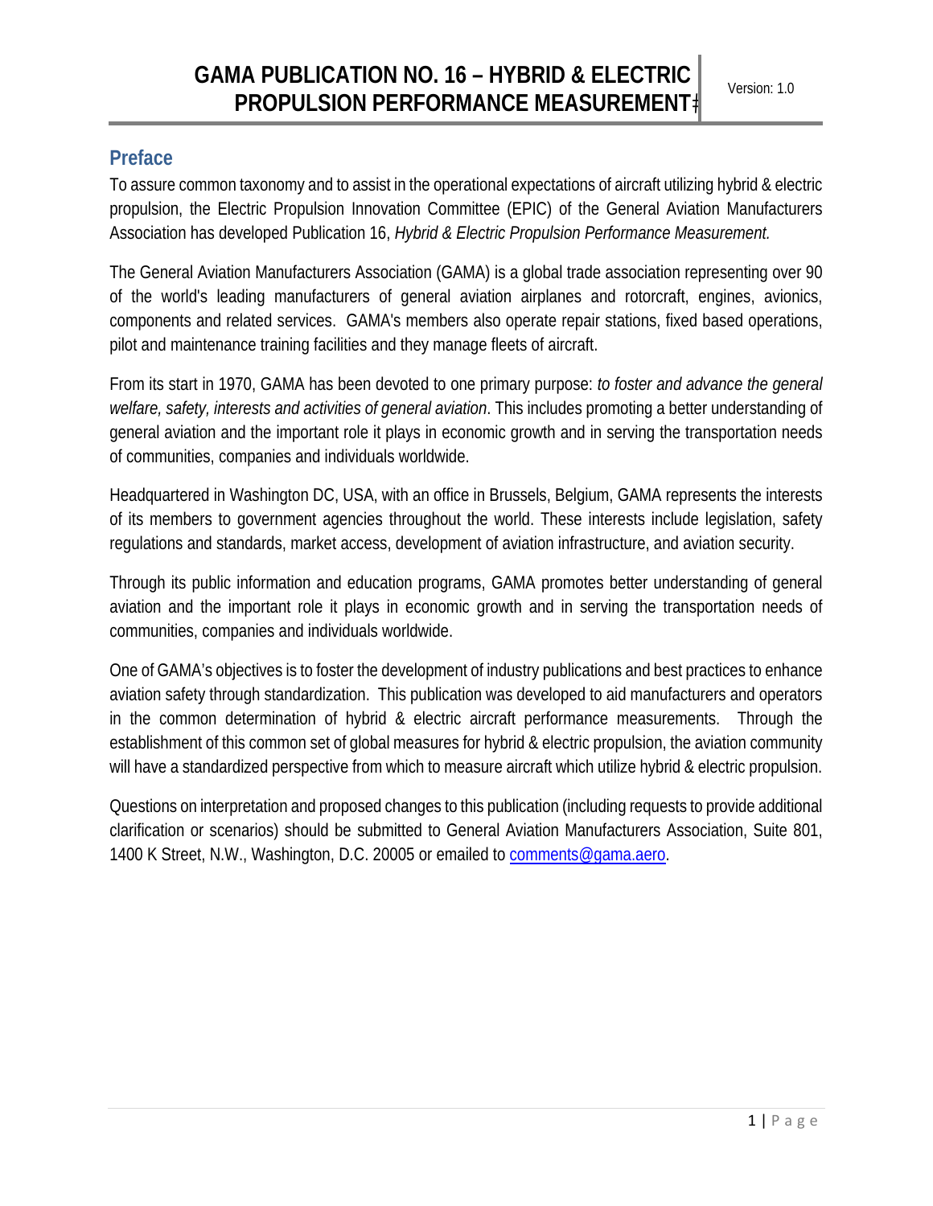## Preface

To assure common taxonomy and to assist in the operational expectations of aircraft utilizing hybrid & electric propulsion, the Electric Propulsion Innovation Committee (EPIC) of the General Aviation Manufacturers Association has developed Publication 16, *Hybrid & Electric Propulsion Performance Measurement.*

The General Aviation Manufacturers Association (GAMA) is a global trade association representing over 90 of the world's leading manufacturers of general aviation airplanes and rotorcraft, engines, avionics, components and related services. GAMA's members also operate repair stations, fixed based operations, pilot and maintenance training facilities and they manage fleets of aircraft.

From its start in 1970, GAMA has been devoted to one primary purpose: *to foster and advance the general welfare, safety, interests and activities of general aviation*. This includes promoting a better understanding of general aviation and the important role it plays in economic growth and in serving the transportation needs of communities, companies and individuals worldwide.

Headquartered in Washington DC, USA, with an office in Brussels, Belgium, GAMA represents the interests of its members to government agencies throughout the world. These interests include legislation, safety regulations and standards, market access, development of aviation infrastructure, and aviation security.

Through its public information and education programs, GAMA promotes better understanding of general aviation and the important role it plays in economic growth and in serving the transportation needs of communities, companies and individuals worldwide.

One of GAMA's objectives is to foster the development of industry publications and best practices to enhance aviation safety through standardization. This publication was developed to aid manufacturers and operators in the common determination of hybrid & electric aircraft performance measurements. Through the establishment of this common set of global measures for hybrid & electric propulsion, the aviation community will have a standardized perspective from which to measure aircraft which utilize hybrid & electric propulsion.

Questions on interpretation and proposed changes to this publication (including requests to provide additional clarification or scenarios) should be submitted to General Aviation Manufacturers Association, Suite 801, 1400 K Street, N.W., Washington, D.C. 20005 or emailed to comments@gama.aero.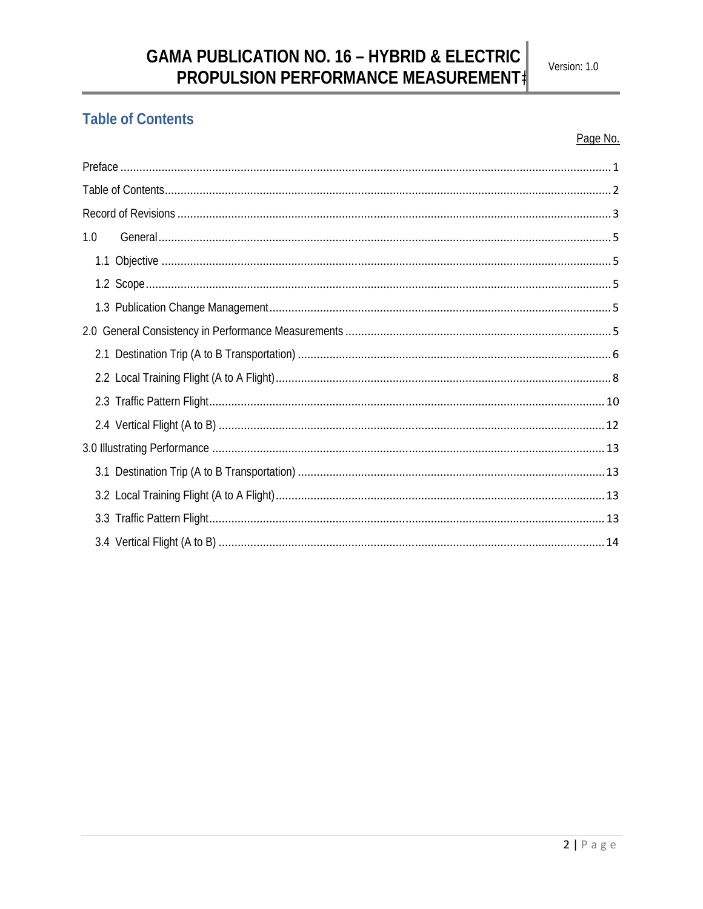## Table of Contents

Page No.

Preface ........................................................................................................................................ 1

Table of Contents........................................................................................................................ 2

Record of Revisions ..................................................................................................................... 3

1.0 General.................................................................................................................................. 5

- 1.1 Objective ............................................................................................................................ 5
- 1.2 Scope.................................................................................................................................. 5
- 1.3 Publication Change Management......................................................................................... 5

2.0 General Consistency in Performance Measurements ................................................................ 5

- 2.1 Destination Trip (A to B Transportation) ................................................................................ 6
- 2.2 Local Training Flight (A to A Flight)....................................................................................... 8
- 2.3 Traffic Pattern Flight........................................................................................................... 10
- 2.4 Vertical Flight (A to B) ........................................................................................................ 12

3.0 Illustrating Performance ......................................................................................................... 13

- 3.1 Destination Trip (A to B Transportation) ............................................................................... 13
- 3.2 Local Training Flight (A to A Flight)...................................................................................... 13
- 3.3 Traffic Pattern Flight........................................................................................................... 13
- 3.4 Vertical Flight (A to B) ........................................................................................................ 14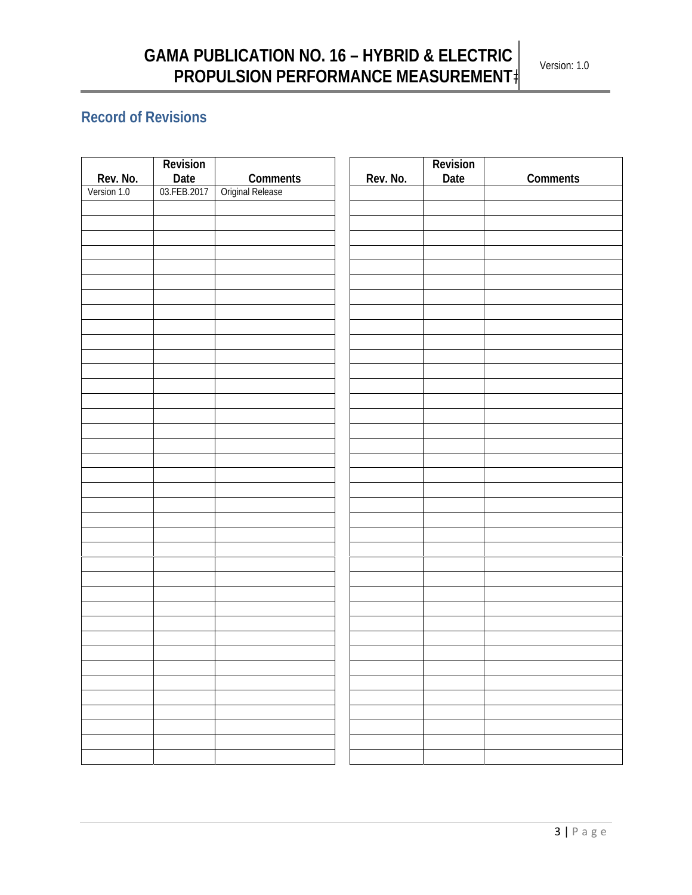## Record of Revisions

| Rev. No. | Revision Date | Comments |
|---|---|---|
| Version 1.0 | 03.FEB.2017 | Original Release |
| | | |
| | | |
| | | |
| | | |

| Rev. No. | Revision Date | Comments |
|---|---|---|
| | | |
| | | |
| | | |
| | | |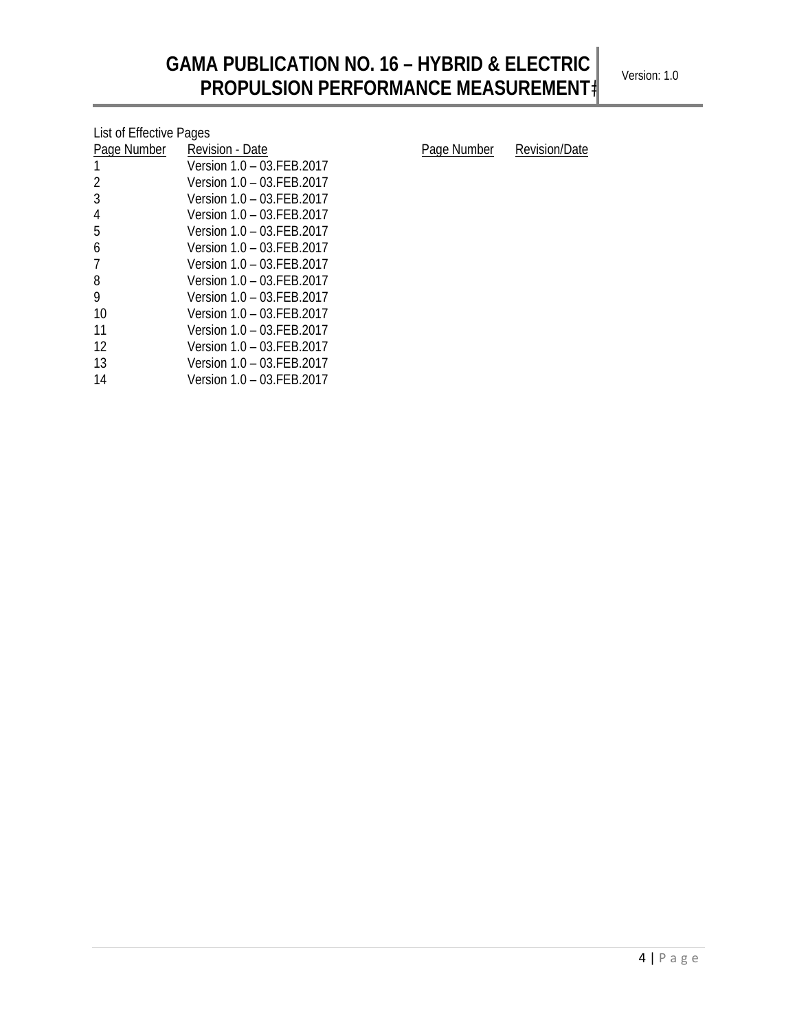List of Effective Pages

| Page Number | Revision - Date | Page Number | Revision/Date |
| --- | --- | --- | --- |
| 1 | Version 1.0 – 03.FEB.2017 | | |
| 2 | Version 1.0 – 03.FEB.2017 | | |
| 3 | Version 1.0 – 03.FEB.2017 | | |
| 4 | Version 1.0 – 03.FEB.2017 | | |
| 5 | Version 1.0 – 03.FEB.2017 | | |
| 6 | Version 1.0 – 03.FEB.2017 | | |
| 7 | Version 1.0 – 03.FEB.2017 | | |
| 8 | Version 1.0 – 03.FEB.2017 | | |
| 9 | Version 1.0 – 03.FEB.2017 | | |
| 10 | Version 1.0 – 03.FEB.2017 | | |
| 11 | Version 1.0 – 03.FEB.2017 | | |
| 12 | Version 1.0 – 03.FEB.2017 | | |
| 13 | Version 1.0 – 03.FEB.2017 | | |
| 14 | Version 1.0 – 03.FEB.2017 | | |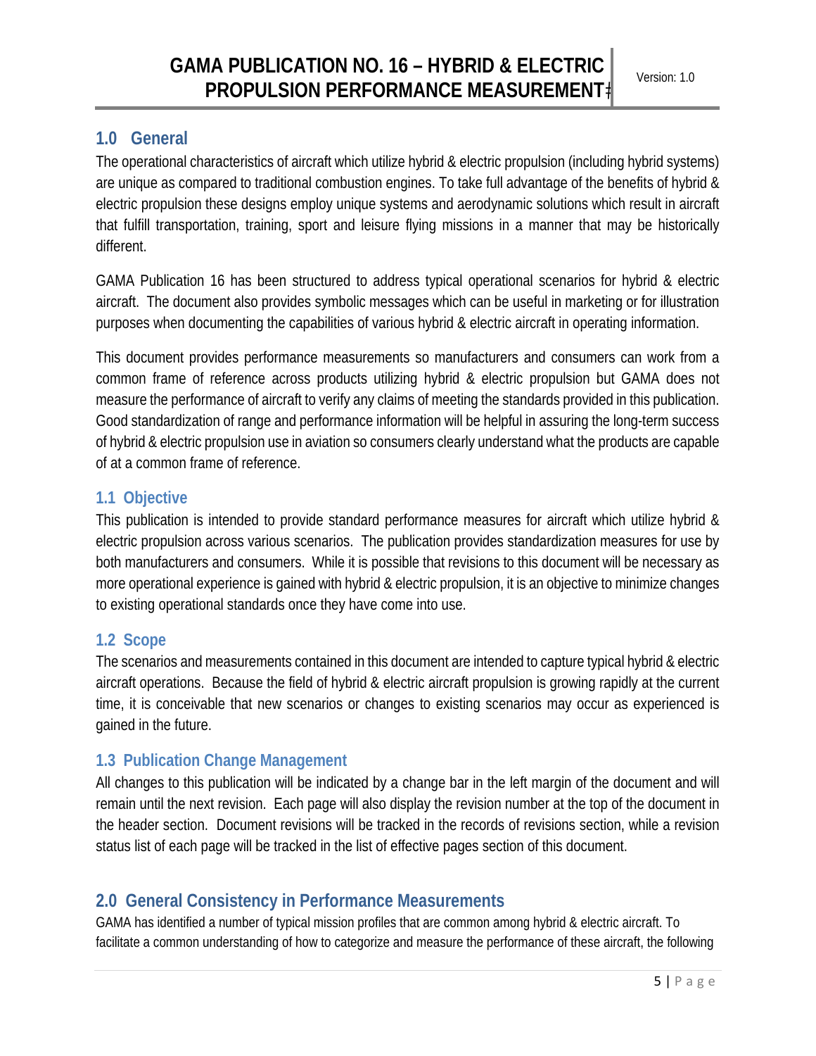## 1.0 General

The operational characteristics of aircraft which utilize hybrid & electric propulsion (including hybrid systems) are unique as compared to traditional combustion engines. To take full advantage of the benefits of hybrid & electric propulsion these designs employ unique systems and aerodynamic solutions which result in aircraft that fulfill transportation, training, sport and leisure flying missions in a manner that may be historically different.

GAMA Publication 16 has been structured to address typical operational scenarios for hybrid & electric aircraft. The document also provides symbolic messages which can be useful in marketing or for illustration purposes when documenting the capabilities of various hybrid & electric aircraft in operating information.

This document provides performance measurements so manufacturers and consumers can work from a common frame of reference across products utilizing hybrid & electric propulsion but GAMA does not measure the performance of aircraft to verify any claims of meeting the standards provided in this publication. Good standardization of range and performance information will be helpful in assuring the long-term success of hybrid & electric propulsion use in aviation so consumers clearly understand what the products are capable of at a common frame of reference.

### 1.1 Objective

This publication is intended to provide standard performance measures for aircraft which utilize hybrid & electric propulsion across various scenarios. The publication provides standardization measures for use by both manufacturers and consumers. While it is possible that revisions to this document will be necessary as more operational experience is gained with hybrid & electric propulsion, it is an objective to minimize changes to existing operational standards once they have come into use.

### 1.2 Scope

The scenarios and measurements contained in this document are intended to capture typical hybrid & electric aircraft operations. Because the field of hybrid & electric aircraft propulsion is growing rapidly at the current time, it is conceivable that new scenarios or changes to existing scenarios may occur as experienced is gained in the future.

### 1.3 Publication Change Management

All changes to this publication will be indicated by a change bar in the left margin of the document and will remain until the next revision. Each page will also display the revision number at the top of the document in the header section. Document revisions will be tracked in the records of revisions section, while a revision status list of each page will be tracked in the list of effective pages section of this document.

## 2.0 General Consistency in Performance Measurements

GAMA has identified a number of typical mission profiles that are common among hybrid & electric aircraft. To facilitate a common understanding of how to categorize and measure the performance of these aircraft, the following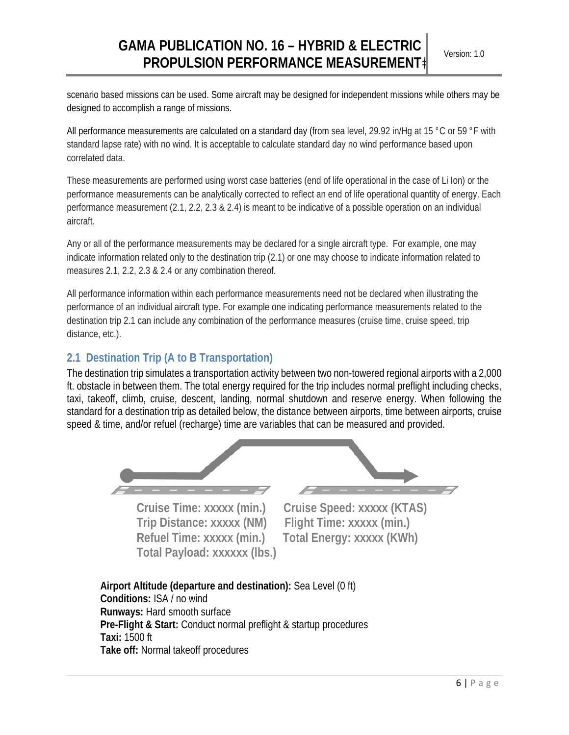scenario based missions can be used. Some aircraft may be designed for independent missions while others may be designed to accomplish a range of missions.

All performance measurements are calculated on a standard day (from sea level, 29.92 in/Hg at 15 °C or 59 °F with standard lapse rate) with no wind. It is acceptable to calculate standard day no wind performance based upon correlated data.

These measurements are performed using worst case batteries (end of life operational in the case of Li Ion) or the performance measurements can be analytically corrected to reflect an end of life operational quantity of energy. Each performance measurement (2.1, 2.2, 2.3 & 2.4) is meant to be indicative of a possible operation on an individual aircraft.

Any or all of the performance measurements may be declared for a single aircraft type. For example, one may indicate information related only to the destination trip (2.1) or one may choose to indicate information related to measures 2.1, 2.2, 2.3 & 2.4 or any combination thereof.

All performance information within each performance measurements need not be declared when illustrating the performance of an individual aircraft type. For example one indicating performance measurements related to the destination trip 2.1 can include any combination of the performance measures (cruise time, cruise speed, trip distance, etc.).

## 2.1 Destination Trip (A to B Transportation)

The destination trip simulates a transportation activity between two non-towered regional airports with a 2,000 ft. obstacle in between them. The total energy required for the trip includes normal preflight including checks, taxi, takeoff, climb, cruise, descent, landing, normal shutdown and reserve energy. When following the standard for a destination trip as detailed below, the distance between airports, time between airports, cruise speed & time, and/or refuel (recharge) time are variables that can be measured and provided.

**Cruise Time: xxxxx (min.)** **Cruise Speed: xxxxx (KTAS)**
**Trip Distance: xxxxx (NM)** **Flight Time: xxxxx (min.)**
**Refuel Time: xxxxx (min.)** **Total Energy: xxxxx (KWh)**
**Total Payload: xxxxxx (lbs.)**

**Airport Altitude (departure and destination):** Sea Level (0 ft)
**Conditions:** ISA / no wind
**Runways:** Hard smooth surface
**Pre-Flight & Start:** Conduct normal preflight & startup procedures
**Taxi:** 1500 ft
**Take off:** Normal takeoff procedures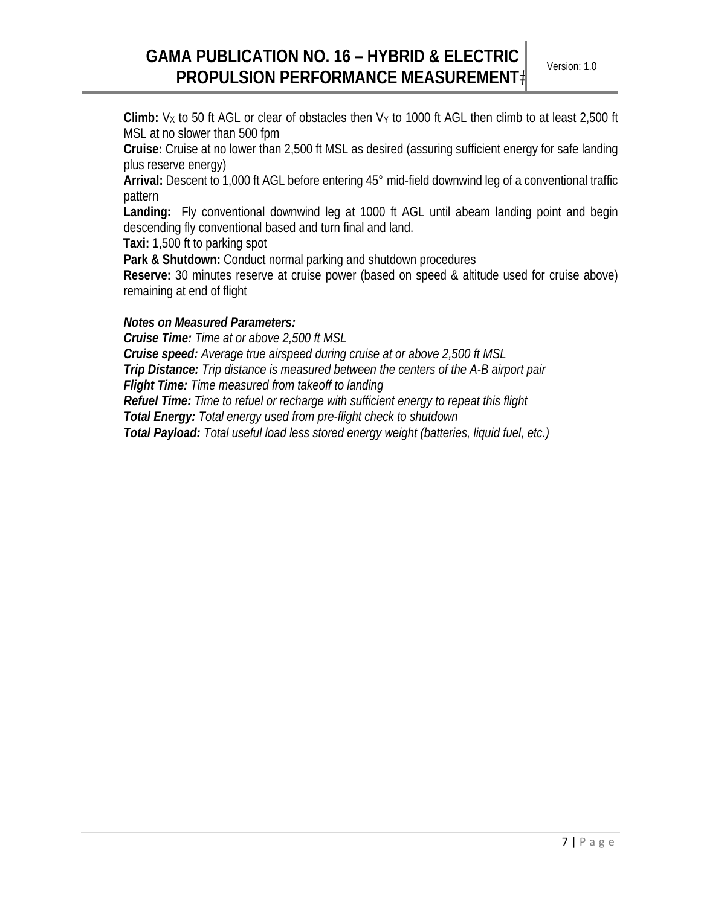**Climb:** $V_X$ to 50 ft AGL or clear of obstacles then $V_Y$ to 1000 ft AGL then climb to at least 2,500 ft MSL at no slower than 500 fpm

**Cruise:** Cruise at no lower than 2,500 ft MSL as desired (assuring sufficient energy for safe landing plus reserve energy)

**Arrival:** Descent to 1,000 ft AGL before entering 45° mid-field downwind leg of a conventional traffic pattern

**Landing:** Fly conventional downwind leg at 1000 ft AGL until abeam landing point and begin descending fly conventional based and turn final and land.

**Taxi:** 1,500 ft to parking spot

**Park & Shutdown:** Conduct normal parking and shutdown procedures

**Reserve:** 30 minutes reserve at cruise power (based on speed & altitude used for cruise above) remaining at end of flight

***Notes on Measured Parameters:***

***Cruise Time:*** *Time at or above 2,500 ft MSL*

***Cruise speed:*** *Average true airspeed during cruise at or above 2,500 ft MSL*

***Trip Distance:*** *Trip distance is measured between the centers of the A-B airport pair*

***Flight Time:*** *Time measured from takeoff to landing*

***Refuel Time:*** *Time to refuel or recharge with sufficient energy to repeat this flight*

***Total Energy:*** *Total energy used from pre-flight check to shutdown*

***Total Payload:*** *Total useful load less stored energy weight (batteries, liquid fuel, etc.)*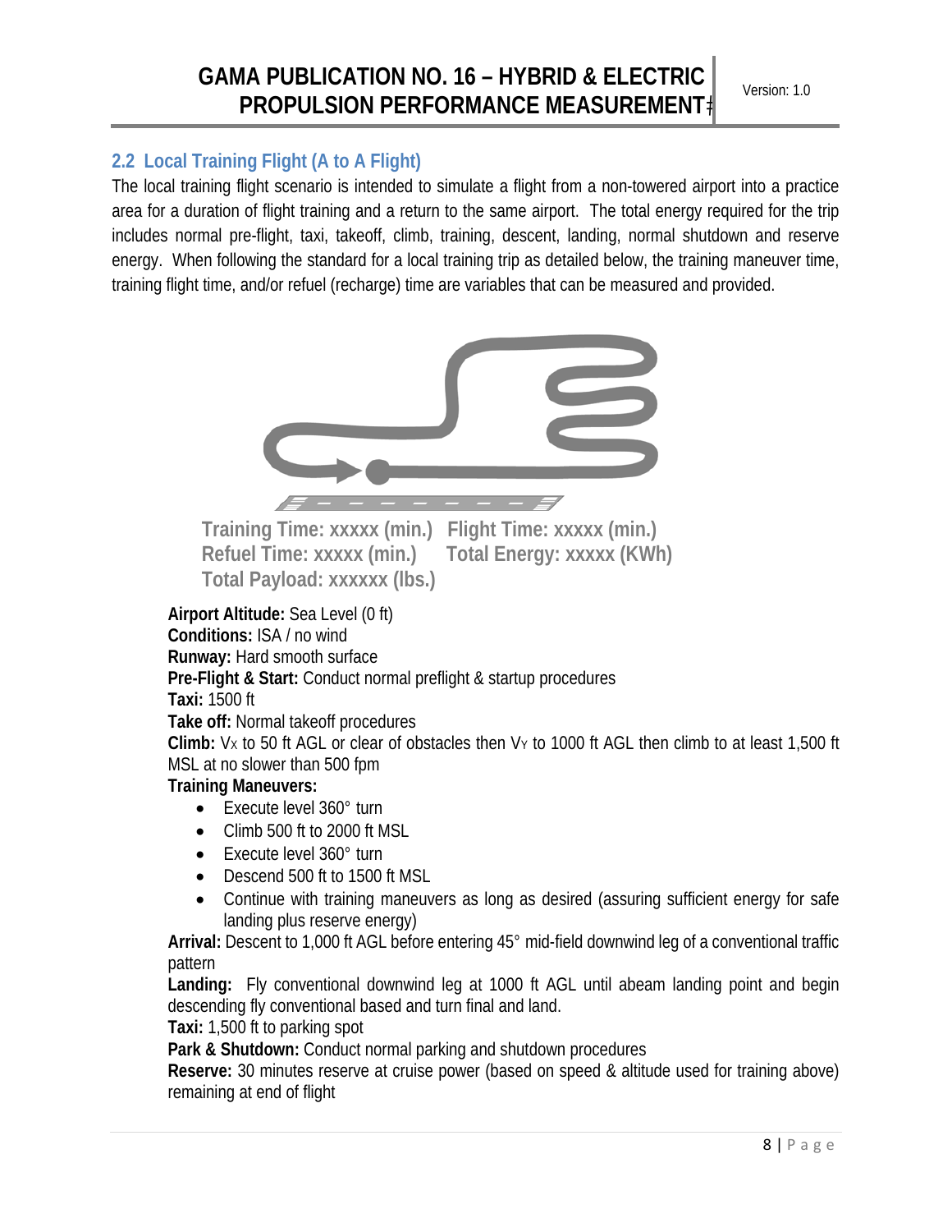## 2.2 Local Training Flight (A to A Flight)

The local training flight scenario is intended to simulate a flight from a non-towered airport into a practice area for a duration of flight training and a return to the same airport. The total energy required for the trip includes normal pre-flight, taxi, takeoff, climb, training, descent, landing, normal shutdown and reserve energy. When following the standard for a local training trip as detailed below, the training maneuver time, training flight time, and/or refuel (recharge) time are variables that can be measured and provided.

**Training Time: xxxxx (min.)** **Flight Time: xxxxx (min.)**
**Refuel Time: xxxxx (min.)** **Total Energy: xxxxx (KWh)**
**Total Payload: xxxxxx (lbs.)**

**Airport Altitude:** Sea Level (0 ft)
**Conditions:** ISA / no wind
**Runway:** Hard smooth surface
**Pre-Flight & Start:** Conduct normal preflight & startup procedures
**Taxi:** 1500 ft
**Take off:** Normal takeoff procedures
**Climb:** $V_X$ to 50 ft AGL or clear of obstacles then $V_Y$ to 1000 ft AGL then climb to at least 1,500 ft MSL at no slower than 500 fpm
**Training Maneuvers:**

- Execute level 360° turn
- Climb 500 ft to 2000 ft MSL
- Execute level 360° turn
- Descend 500 ft to 1500 ft MSL
- Continue with training maneuvers as long as desired (assuring sufficient energy for safe landing plus reserve energy)

**Arrival:** Descent to 1,000 ft AGL before entering 45° mid-field downwind leg of a conventional traffic pattern
**Landing:** Fly conventional downwind leg at 1000 ft AGL until abeam landing point and begin descending fly conventional based and turn final and land.
**Taxi:** 1,500 ft to parking spot
**Park & Shutdown:** Conduct normal parking and shutdown procedures
**Reserve:** 30 minutes reserve at cruise power (based on speed & altitude used for training above) remaining at end of flight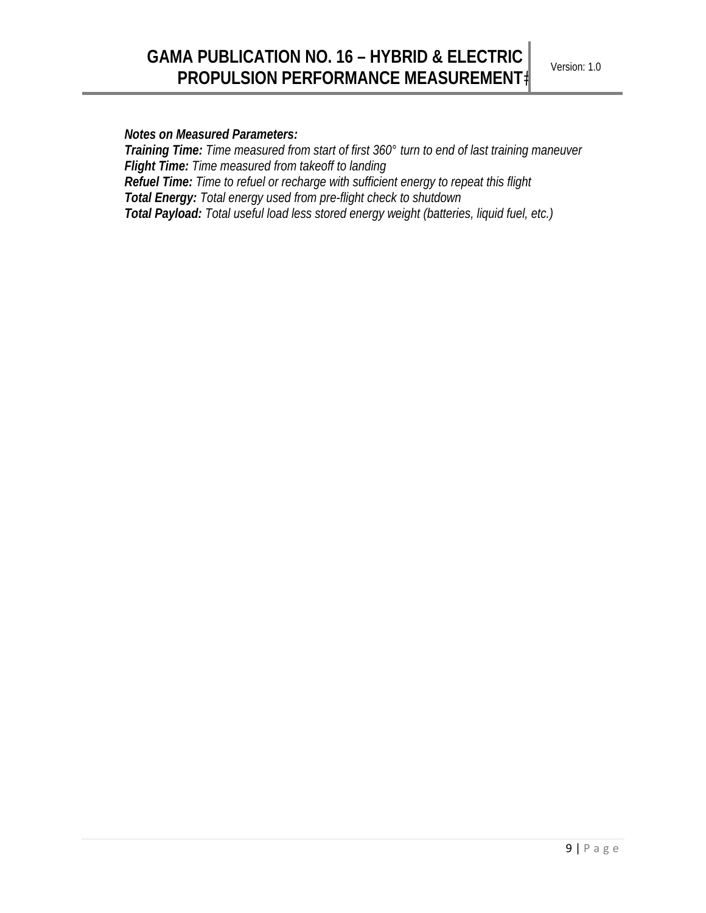***Notes on Measured Parameters:***
***Training Time:*** *Time measured from start of first 360° turn to end of last training maneuver*
***Flight Time:*** *Time measured from takeoff to landing*
***Refuel Time:*** *Time to refuel or recharge with sufficient energy to repeat this flight*
***Total Energy:*** *Total energy used from pre-flight check to shutdown*
***Total Payload:*** *Total useful load less stored energy weight (batteries, liquid fuel, etc.)*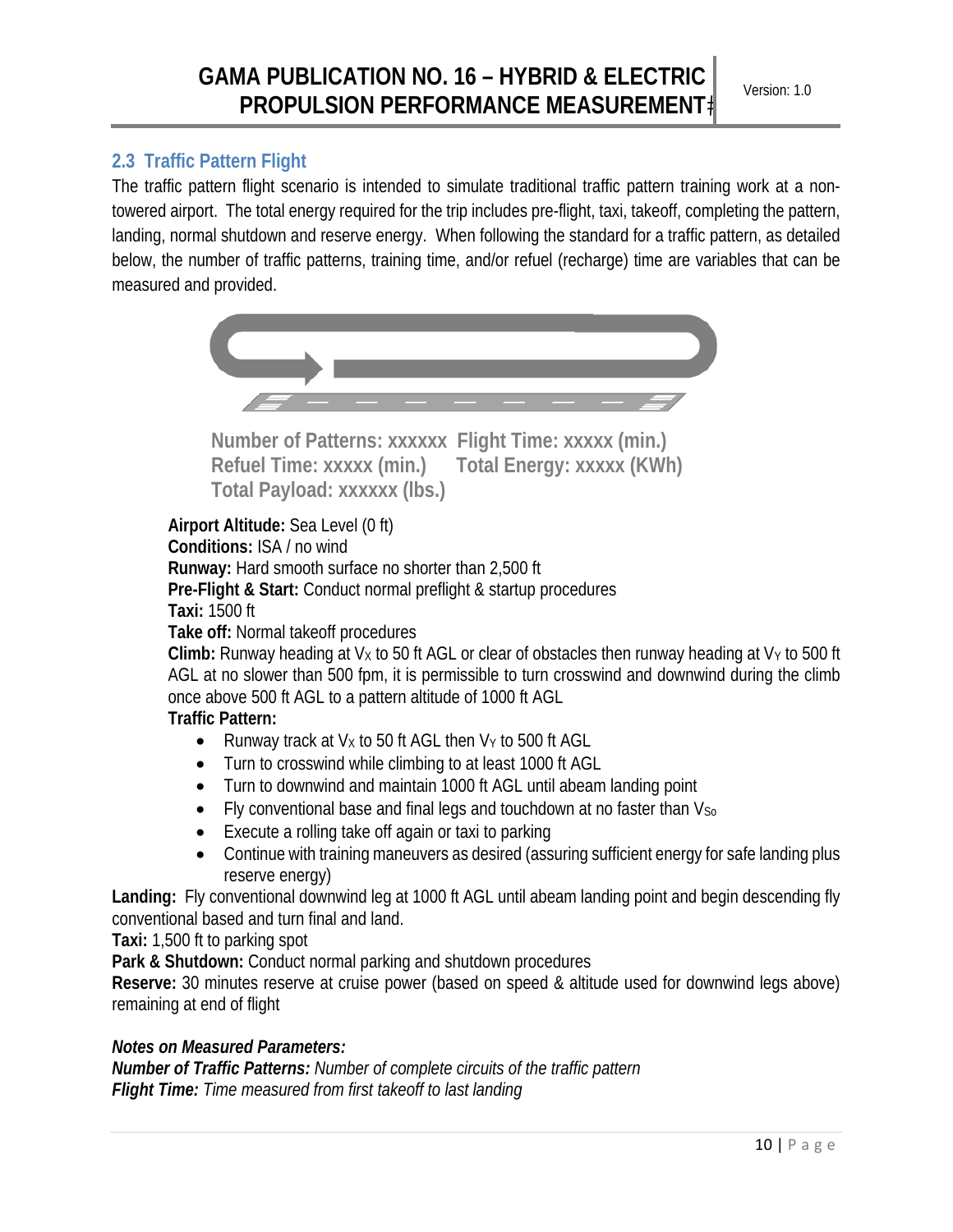## 2.3 Traffic Pattern Flight

The traffic pattern flight scenario is intended to simulate traditional traffic pattern training work at a non-towered airport. The total energy required for the trip includes pre-flight, taxi, takeoff, completing the pattern, landing, normal shutdown and reserve energy. When following the standard for a traffic pattern, as detailed below, the number of traffic patterns, training time, and/or refuel (recharge) time are variables that can be measured and provided.

**Number of Patterns: xxxxxx** **Flight Time: xxxxx (min.)**
**Refuel Time: xxxxx (min.)** **Total Energy: xxxxx (KWh)**
**Total Payload: xxxxxx (lbs.)**

**Airport Altitude:** Sea Level (0 ft)
**Conditions:** ISA / no wind
**Runway:** Hard smooth surface no shorter than 2,500 ft
**Pre-Flight & Start:** Conduct normal preflight & startup procedures
**Taxi:** 1500 ft
**Take off:** Normal takeoff procedures
**Climb:** Runway heading at $V_X$ to 50 ft AGL or clear of obstacles then runway heading at $V_Y$ to 500 ft AGL at no slower than 500 fpm, it is permissible to turn crosswind and downwind during the climb once above 500 ft AGL to a pattern altitude of 1000 ft AGL
**Traffic Pattern:**

- Runway track at $V_X$ to 50 ft AGL then $V_Y$ to 500 ft AGL
- Turn to crosswind while climbing to at least 1000 ft AGL
- Turn to downwind and maintain 1000 ft AGL until abeam landing point
- Fly conventional base and final legs and touchdown at no faster than $V_{So}$
- Execute a rolling take off again or taxi to parking
- Continue with training maneuvers as desired (assuring sufficient energy for safe landing plus reserve energy)

**Landing:** Fly conventional downwind leg at 1000 ft AGL until abeam landing point and begin descending fly conventional based and turn final and land.
**Taxi:** 1,500 ft to parking spot
**Park & Shutdown:** Conduct normal parking and shutdown procedures
**Reserve:** 30 minutes reserve at cruise power (based on speed & altitude used for downwind legs above) remaining at end of flight

***Notes on Measured Parameters:***
***Number of Traffic Patterns:*** *Number of complete circuits of the traffic pattern*
***Flight Time:*** *Time measured from first takeoff to last landing*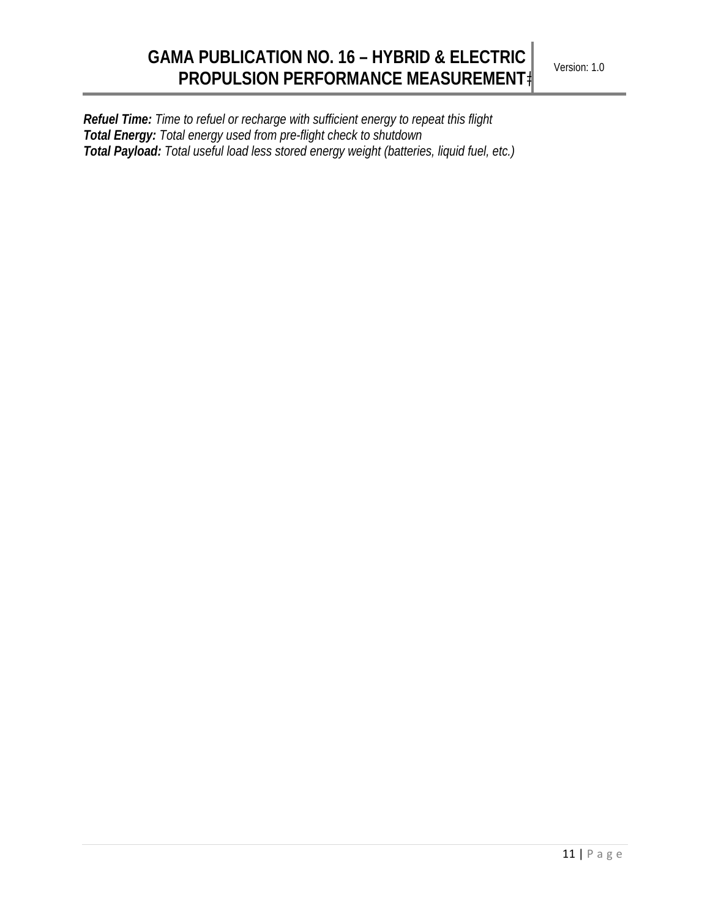***Refuel Time:*** *Time to refuel or recharge with sufficient energy to repeat this flight*
***Total Energy:*** *Total energy used from pre-flight check to shutdown*
***Total Payload:*** *Total useful load less stored energy weight (batteries, liquid fuel, etc.)*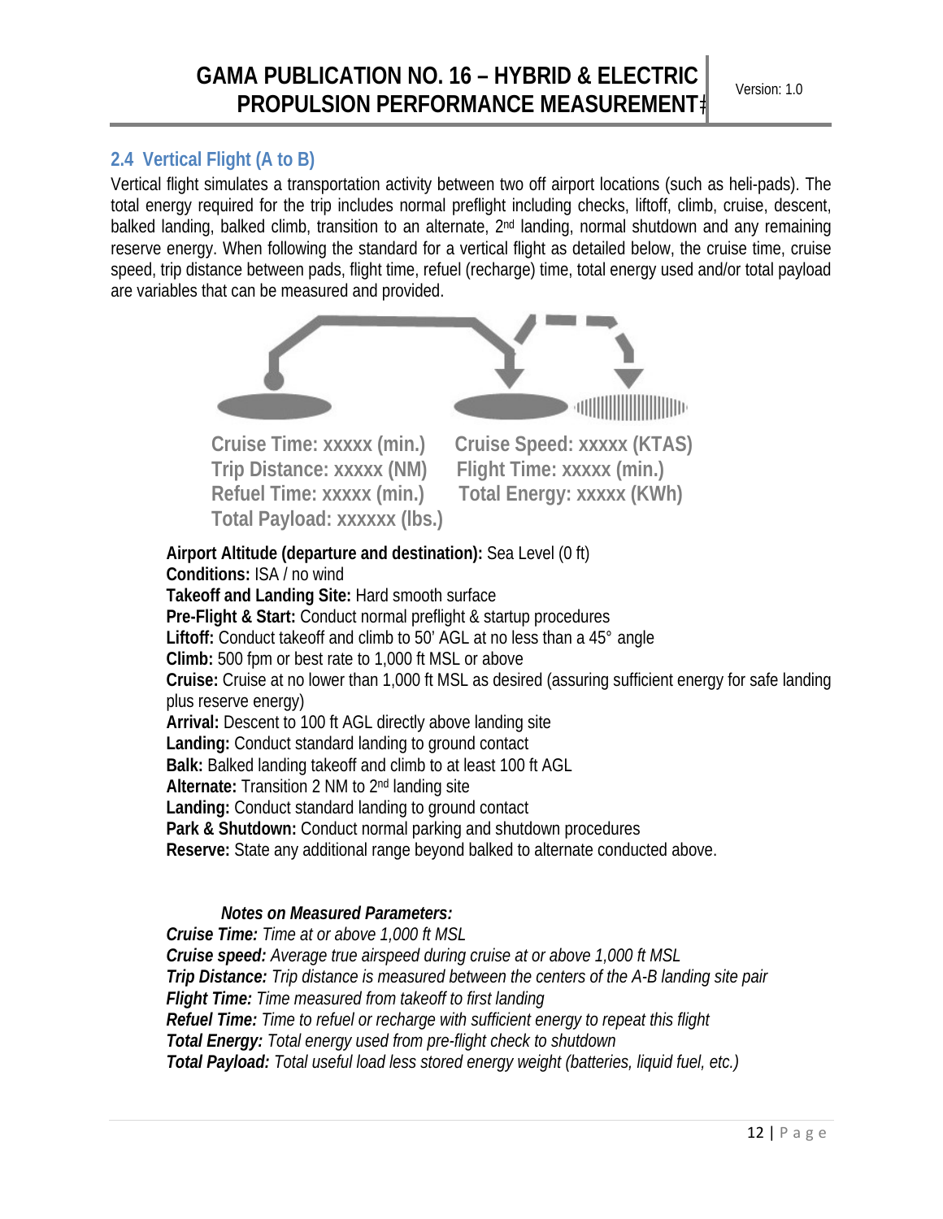## 2.4 Vertical Flight (A to B)

Vertical flight simulates a transportation activity between two off airport locations (such as heli-pads). The total energy required for the trip includes normal preflight including checks, liftoff, climb, cruise, descent, balked landing, balked climb, transition to an alternate, 2nd landing, normal shutdown and any remaining reserve energy. When following the standard for a vertical flight as detailed below, the cruise time, cruise speed, trip distance between pads, flight time, refuel (recharge) time, total energy used and/or total payload are variables that can be measured and provided.

**Cruise Time: xxxxx (min.)** **Cruise Speed: xxxxx (KTAS)**
**Trip Distance: xxxxx (NM)** **Flight Time: xxxxx (min.)**
**Refuel Time: xxxxx (min.)** **Total Energy: xxxxx (KWh)**
**Total Payload: xxxxxx (lbs.)**

**Airport Altitude (departure and destination):** Sea Level (0 ft)
**Conditions:** ISA / no wind
**Takeoff and Landing Site:** Hard smooth surface
**Pre-Flight & Start:** Conduct normal preflight & startup procedures
**Liftoff:** Conduct takeoff and climb to 50' AGL at no less than a 45° angle
**Climb:** 500 fpm or best rate to 1,000 ft MSL or above
**Cruise:** Cruise at no lower than 1,000 ft MSL as desired (assuring sufficient energy for safe landing plus reserve energy)
**Arrival:** Descent to 100 ft AGL directly above landing site
**Landing:** Conduct standard landing to ground contact
**Balk:** Balked landing takeoff and climb to at least 100 ft AGL
**Alternate:** Transition 2 NM to 2nd landing site
**Landing:** Conduct standard landing to ground contact
**Park & Shutdown:** Conduct normal parking and shutdown procedures
**Reserve:** State any additional range beyond balked to alternate conducted above.

***Notes on Measured Parameters:***
***Cruise Time:*** *Time at or above 1,000 ft MSL*
***Cruise speed:*** *Average true airspeed during cruise at or above 1,000 ft MSL*
***Trip Distance:*** *Trip distance is measured between the centers of the A-B landing site pair*
***Flight Time:*** *Time measured from takeoff to first landing*
***Refuel Time:*** *Time to refuel or recharge with sufficient energy to repeat this flight*
***Total Energy:*** *Total energy used from pre-flight check to shutdown*
***Total Payload:*** *Total useful load less stored energy weight (batteries, liquid fuel, etc.)*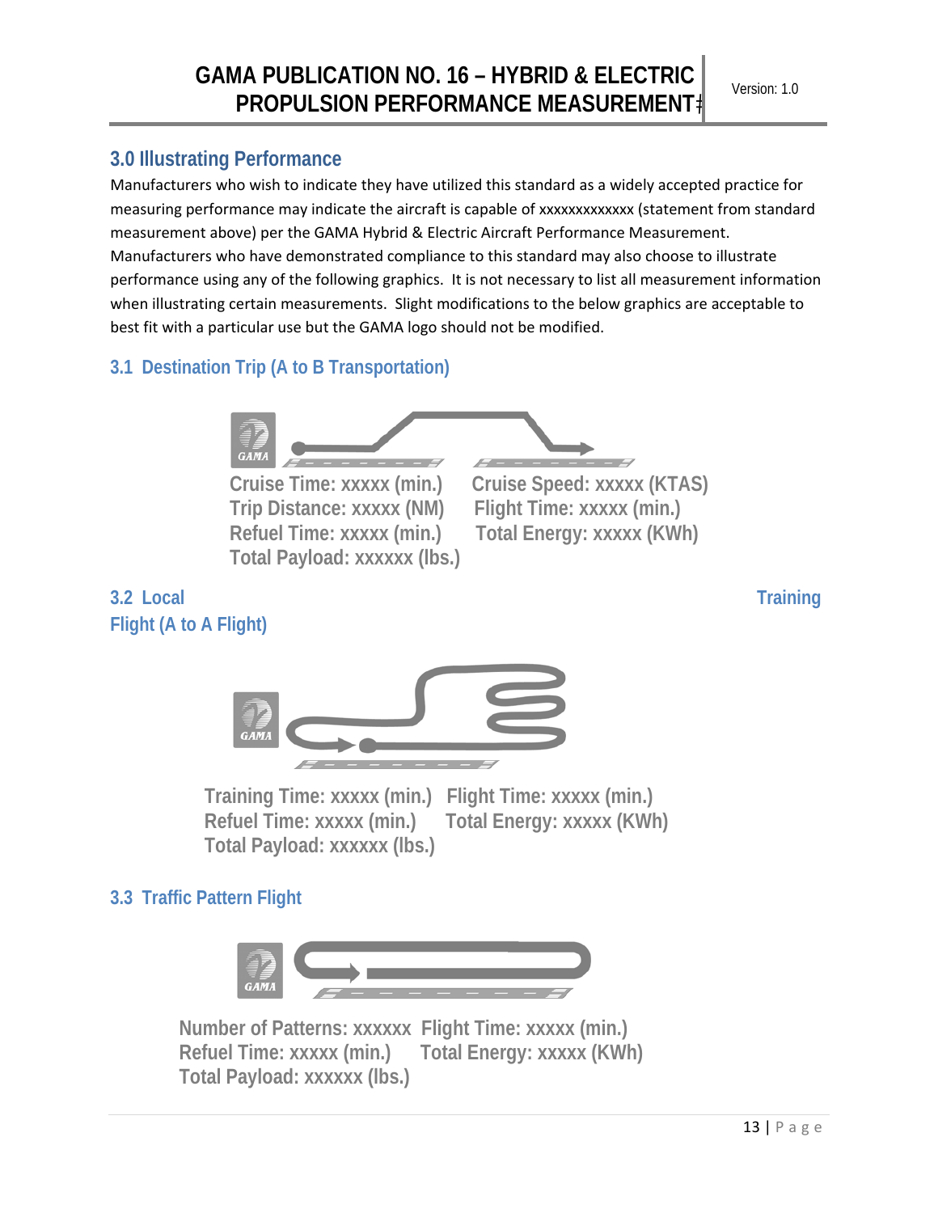## 3.0 Illustrating Performance

Manufacturers who wish to indicate they have utilized this standard as a widely accepted practice for measuring performance may indicate the aircraft is capable of xxxxxxxxxxxxx (statement from standard measurement above) per the GAMA Hybrid & Electric Aircraft Performance Measurement. Manufacturers who have demonstrated compliance to this standard may also choose to illustrate performance using any of the following graphics. It is not necessary to list all measurement information when illustrating certain measurements. Slight modifications to the below graphics are acceptable to best fit with a particular use but the GAMA logo should not be modified.

### 3.1 Destination Trip (A to B Transportation)

Cruise Time: xxxxx (min.)
Trip Distance: xxxxx (NM)
Refuel Time: xxxxx (min.)
Total Payload: xxxxxx (lbs.)

Cruise Speed: xxxxx (KTAS)
Flight Time: xxxxx (min.)
Total Energy: xxxxx (KWh)

### 3.2 Local Training Flight (A to A Flight)

Training Time: xxxxx (min.)
Refuel Time: xxxxx (min.)
Total Payload: xxxxxx (lbs.)

Flight Time: xxxxx (min.)
Total Energy: xxxxx (KWh)

### 3.3 Traffic Pattern Flight

Number of Patterns: xxxxxx
Refuel Time: xxxxx (min.)
Total Payload: xxxxxx (lbs.)

Flight Time: xxxxx (min.)
Total Energy: xxxxx (KWh)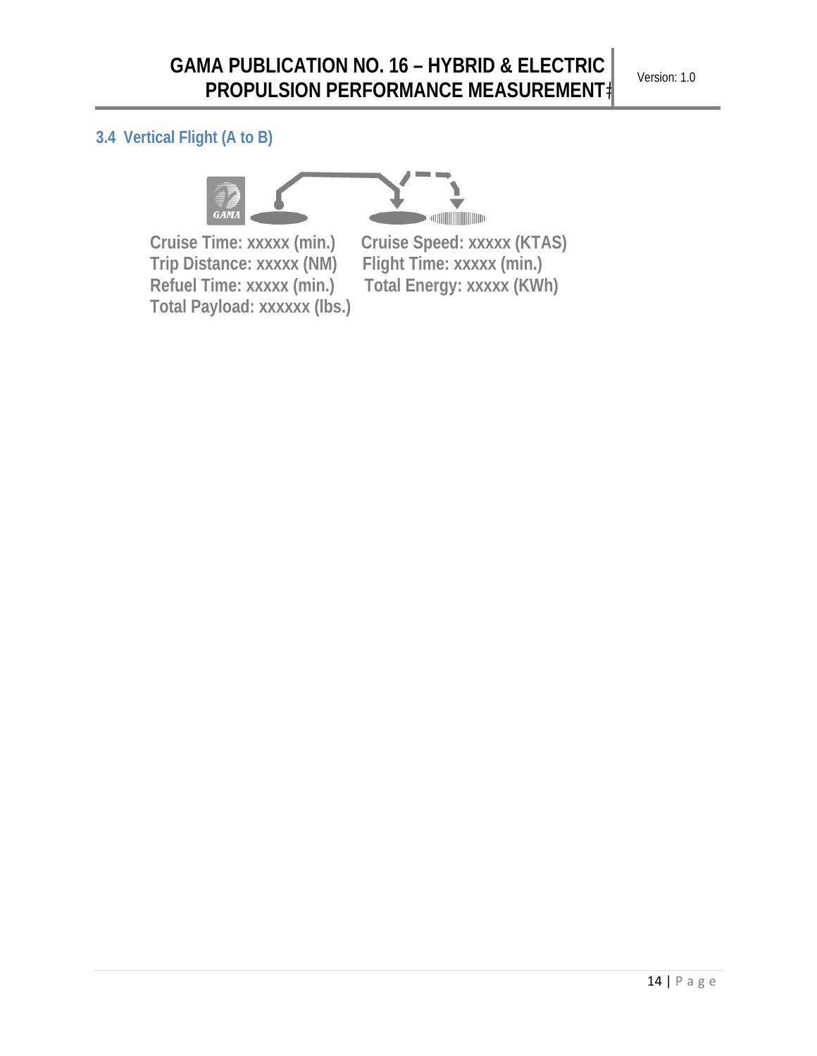## 3.4 Vertical Flight (A to B)

Cruise Time: xxxxx (min.)
Trip Distance: xxxxx (NM)
Refuel Time: xxxxx (min.)
Total Payload: xxxxxx (lbs.)

Cruise Speed: xxxxx (KTAS)
Flight Time: xxxxx (min.)
Total Energy: xxxxx (KWh)